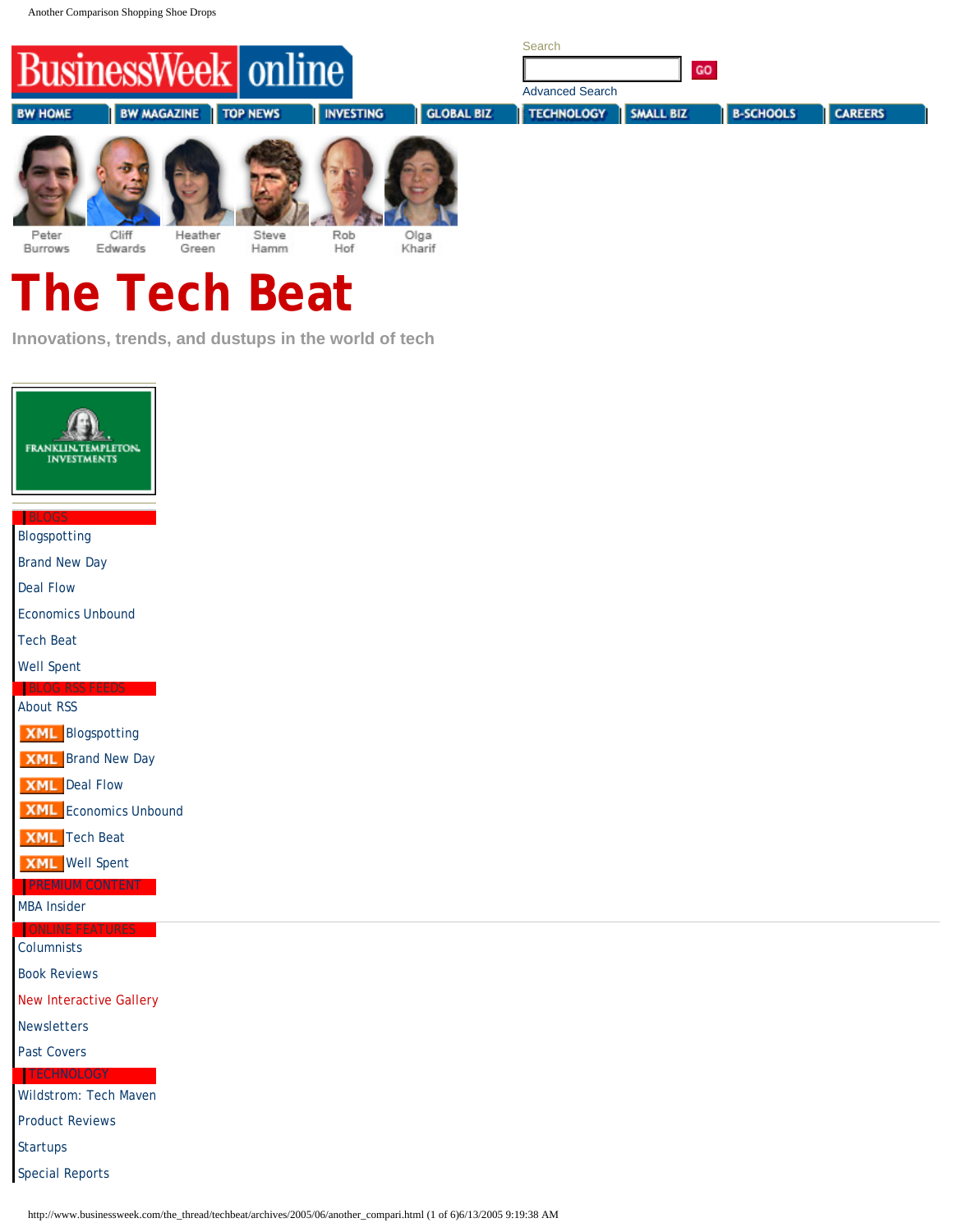BusinessWeek online

Search

GO

Advanced Search

BW HOME | BW MAGAZINE | TOP NEWS | INVESTING | GLOBAL BIZ | TECHNOLOGY | SMALL BIZ | B-SCHOOLS | CAREERS

Peter Burrows | Cliff Edwards | Heather Green | Steve Hamm | Rob Hof | Olga Kharif

# The Tech Beat

Innovations, trends, and dustups in the world of tech

FRANKLIN TEMPLETON INVESTMENTS

**BLOGS**

- Blogspotting
- Brand New Day
- Deal Flow
- Economics Unbound
- Tech Beat
- Well Spent

**BLOG RSS FEEDS**

- About RSS
- XML Blogspotting
- XML Brand New Day
- XML Deal Flow
- XML Economics Unbound
- XML Tech Beat
- XML Well Spent

**PREMIUM CONTENT**

- MBA Insider

**ONLINE FEATURES**

- Columnists
- Book Reviews
- New Interactive Gallery
- Newsletters
- Past Covers

**TECHNOLOGY**

- Wildstrom: Tech Maven
- Product Reviews
- Startups
- Special Reports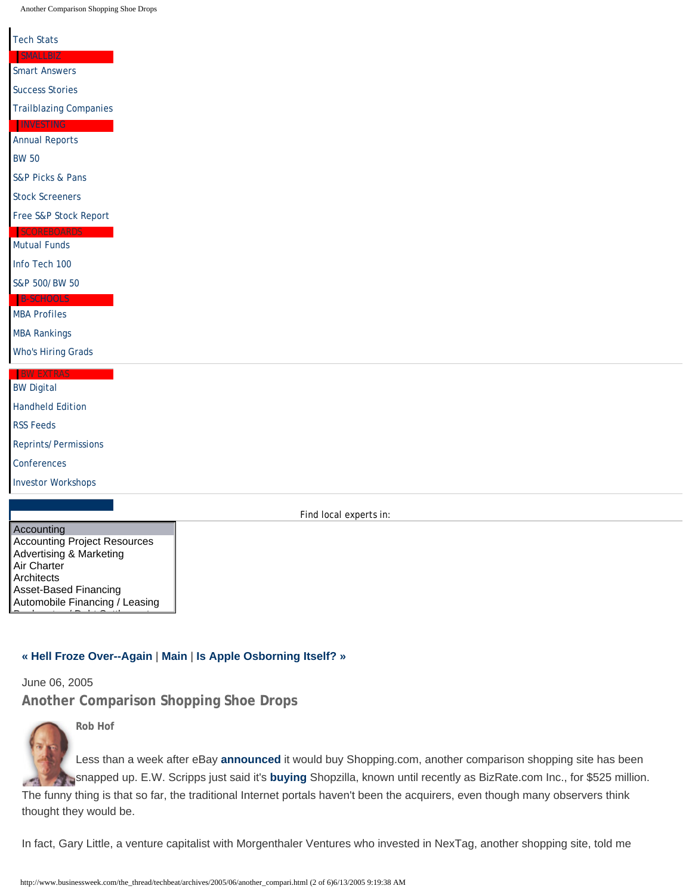Tech Stats

SMALLBIZ

Smart Answers

Success Stories

Trailblazing Companies

INVESTING

Annual Reports

BW 50

S&P Picks & Pans

Stock Screeners

Free S&P Stock Report

SCOREBOARDS

Mutual Funds

Info Tech 100

S&P 500/ BW 50

B-SCHOOLS

MBA Profiles

MBA Rankings

Who's Hiring Grads

BW EXTRAS

BW Digital

Handheld Edition

RSS Feeds

Reprints/ Permissions

Conferences

Investor Workshops

Find local experts in:

Accounting
Accounting Project Resources
Advertising & Marketing
Air Charter
Architects
Asset-Based Financing
Automobile Financing / Leasing

**« Hell Froze Over--Again** | **Main** | **Is Apple Osborning Itself? »**

June 06, 2005

## Another Comparison Shopping Shoe Drops

**Rob Hof**

Less than a week after eBay **announced** it would buy Shopping.com, another comparison shopping site has been snapped up. E.W. Scripps just said it's **buying** Shopzilla, known until recently as BizRate.com Inc., for $525 million. The funny thing is that so far, the traditional Internet portals haven't been the acquirers, even though many observers think thought they would be.

In fact, Gary Little, a venture capitalist with Morgenthaler Ventures who invested in NexTag, another shopping site, told me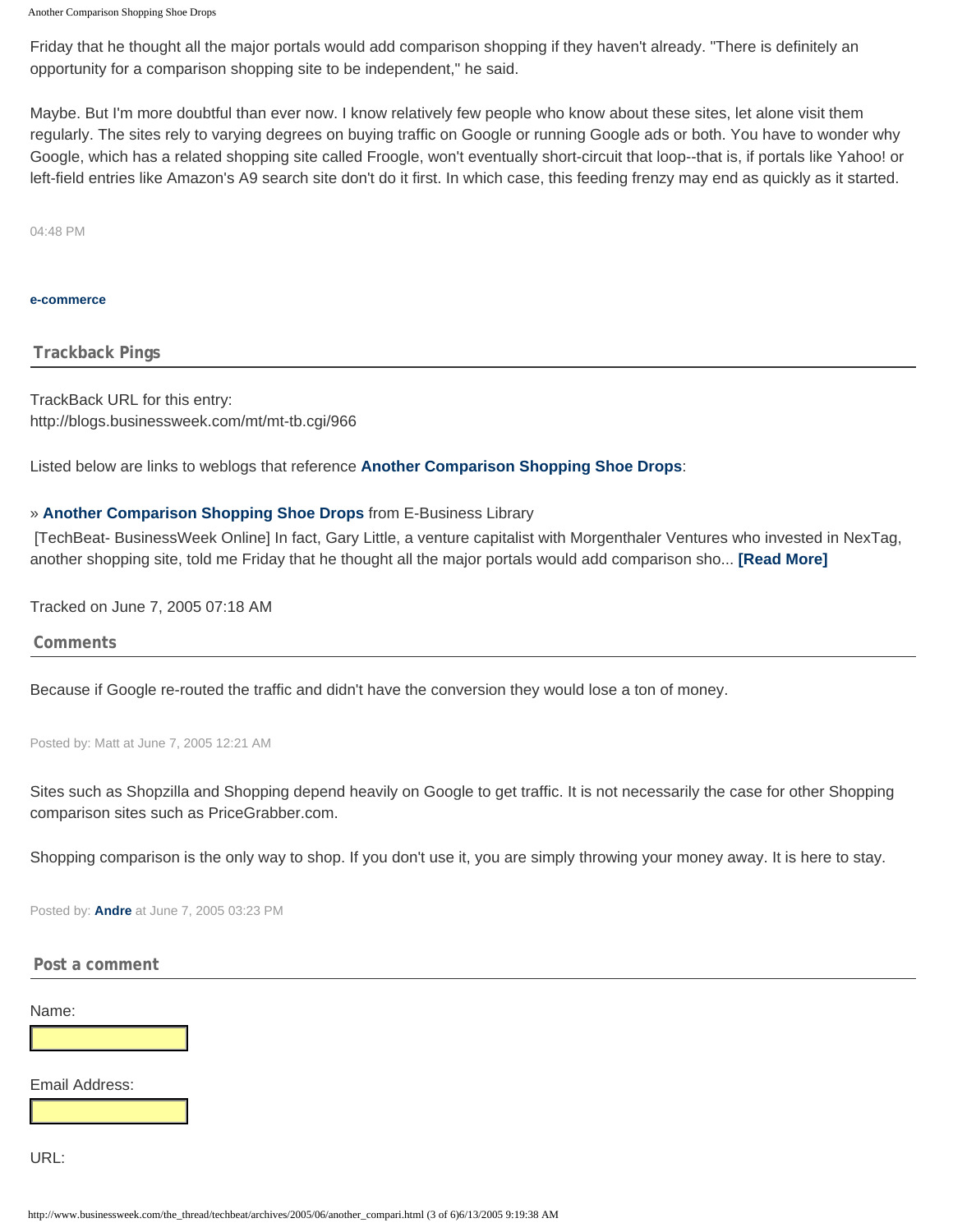Friday that he thought all the major portals would add comparison shopping if they haven't already. "There is definitely an opportunity for a comparison shopping site to be independent," he said.

Maybe. But I'm more doubtful than ever now. I know relatively few people who know about these sites, let alone visit them regularly. The sites rely to varying degrees on buying traffic on Google or running Google ads or both. You have to wonder why Google, which has a related shopping site called Froogle, won't eventually short-circuit that loop--that is, if portals like Yahoo! or left-field entries like Amazon's A9 search site don't do it first. In which case, this feeding frenzy may end as quickly as it started.

04:48 PM

**e-commerce**

## Trackback Pings

TrackBack URL for this entry:
http://blogs.businessweek.com/mt/mt-tb.cgi/966

Listed below are links to weblogs that reference **Another Comparison Shopping Shoe Drops**:

» **Another Comparison Shopping Shoe Drops** from E-Business Library
[TechBeat- BusinessWeek Online] In fact, Gary Little, a venture capitalist with Morgenthaler Ventures who invested in NexTag, another shopping site, told me Friday that he thought all the major portals would add comparison sho... **[Read More]**

Tracked on June 7, 2005 07:18 AM

## Comments

Because if Google re-routed the traffic and didn't have the conversion they would lose a ton of money.

Posted by: Matt at June 7, 2005 12:21 AM

Sites such as Shopzilla and Shopping depend heavily on Google to get traffic. It is not necessarily the case for other Shopping comparison sites such as PriceGrabber.com.

Shopping comparison is the only way to shop. If you don't use it, you are simply throwing your money away. It is here to stay.

Posted by: **Andre** at June 7, 2005 03:23 PM

## Post a comment

Name:

Email Address:

URL: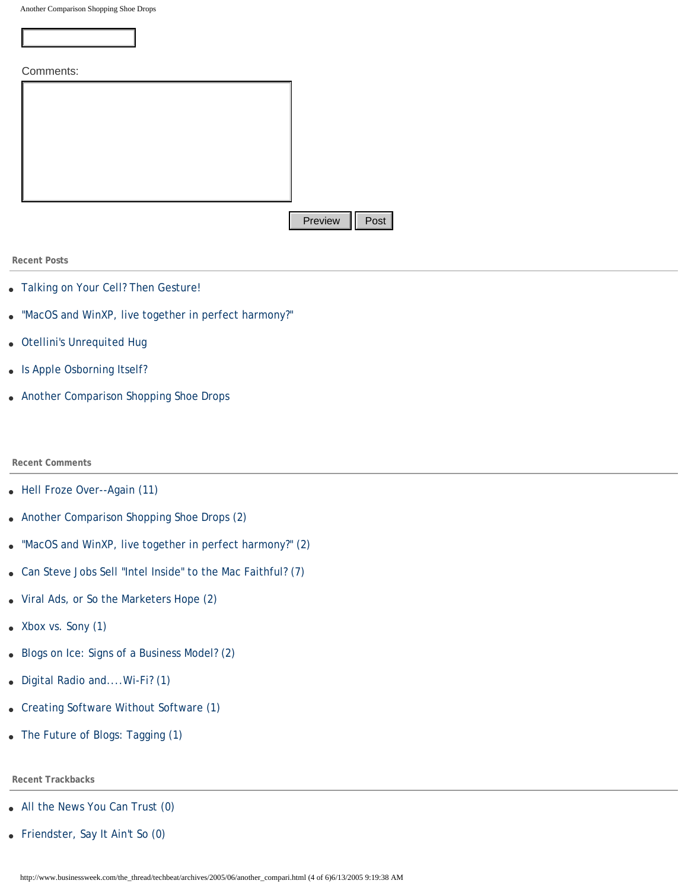Comments:

Preview Post

**Recent Posts**

- Talking on Your Cell? Then Gesture!
- "MacOS and WinXP, live together in perfect harmony?"
- Otellini's Unrequited Hug
- Is Apple Osborning Itself?
- Another Comparison Shopping Shoe Drops

**Recent Comments**

- Hell Froze Over--Again (11)
- Another Comparison Shopping Shoe Drops (2)
- "MacOS and WinXP, live together in perfect harmony?" (2)
- Can Steve Jobs Sell "Intel Inside" to the Mac Faithful? (7)
- Viral Ads, or So the Marketers Hope (2)
- Xbox vs. Sony (1)
- Blogs on Ice: Signs of a Business Model? (2)
- Digital Radio and....Wi-Fi? (1)
- Creating Software Without Software (1)
- The Future of Blogs: Tagging (1)

**Recent Trackbacks**

- All the News You Can Trust (0)
- Friendster, Say It Ain't So (0)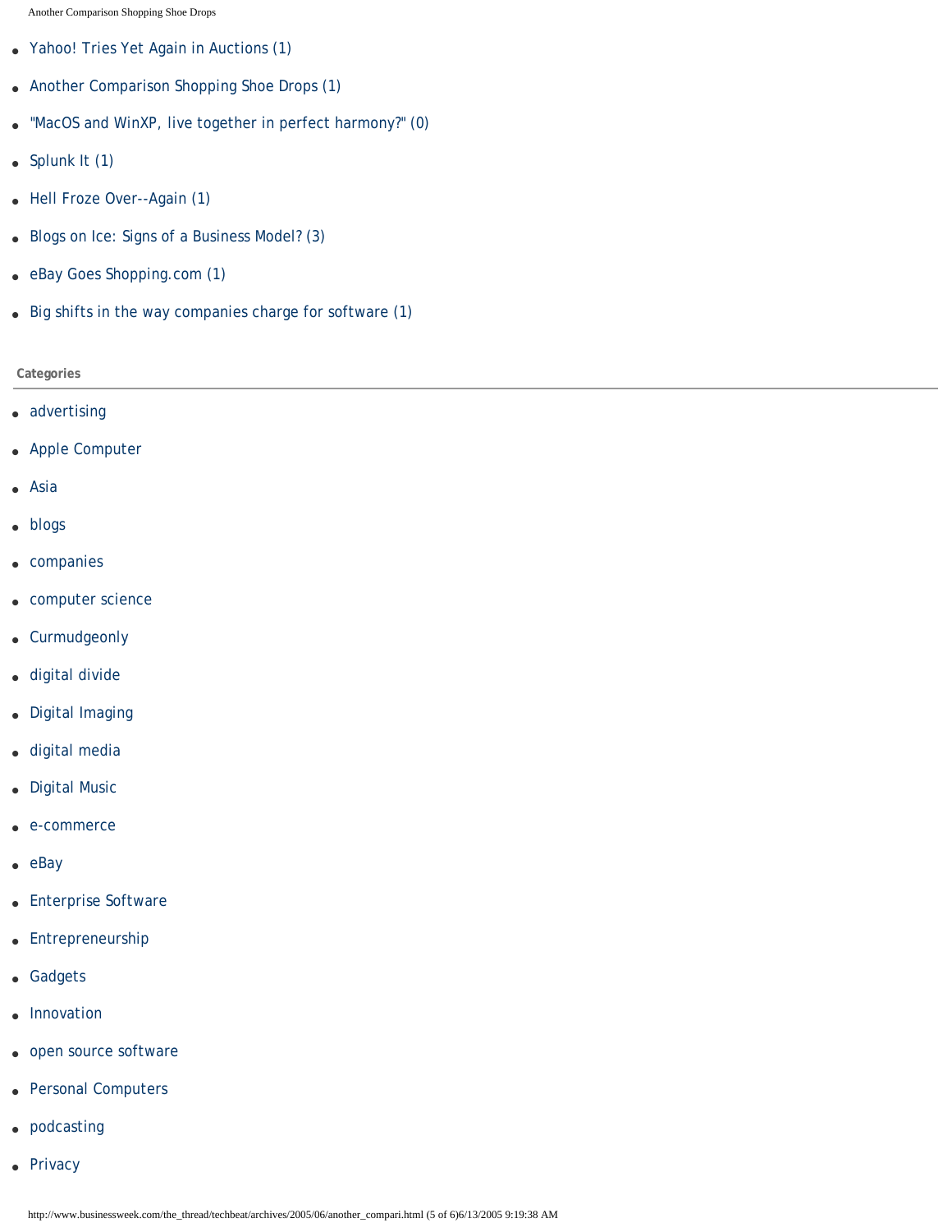- Yahoo! Tries Yet Again in Auctions (1)
- Another Comparison Shopping Shoe Drops (1)
- "MacOS and WinXP, live together in perfect harmony?" (0)
- Splunk It (1)
- Hell Froze Over--Again (1)
- Blogs on Ice: Signs of a Business Model? (3)
- eBay Goes Shopping.com (1)
- Big shifts in the way companies charge for software (1)

**Categories**

- advertising
- Apple Computer
- Asia
- blogs
- companies
- computer science
- Curmudgeonly
- digital divide
- Digital Imaging
- digital media
- Digital Music
- e-commerce
- eBay
- Enterprise Software
- Entrepreneurship
- Gadgets
- Innovation
- open source software
- Personal Computers
- podcasting
- Privacy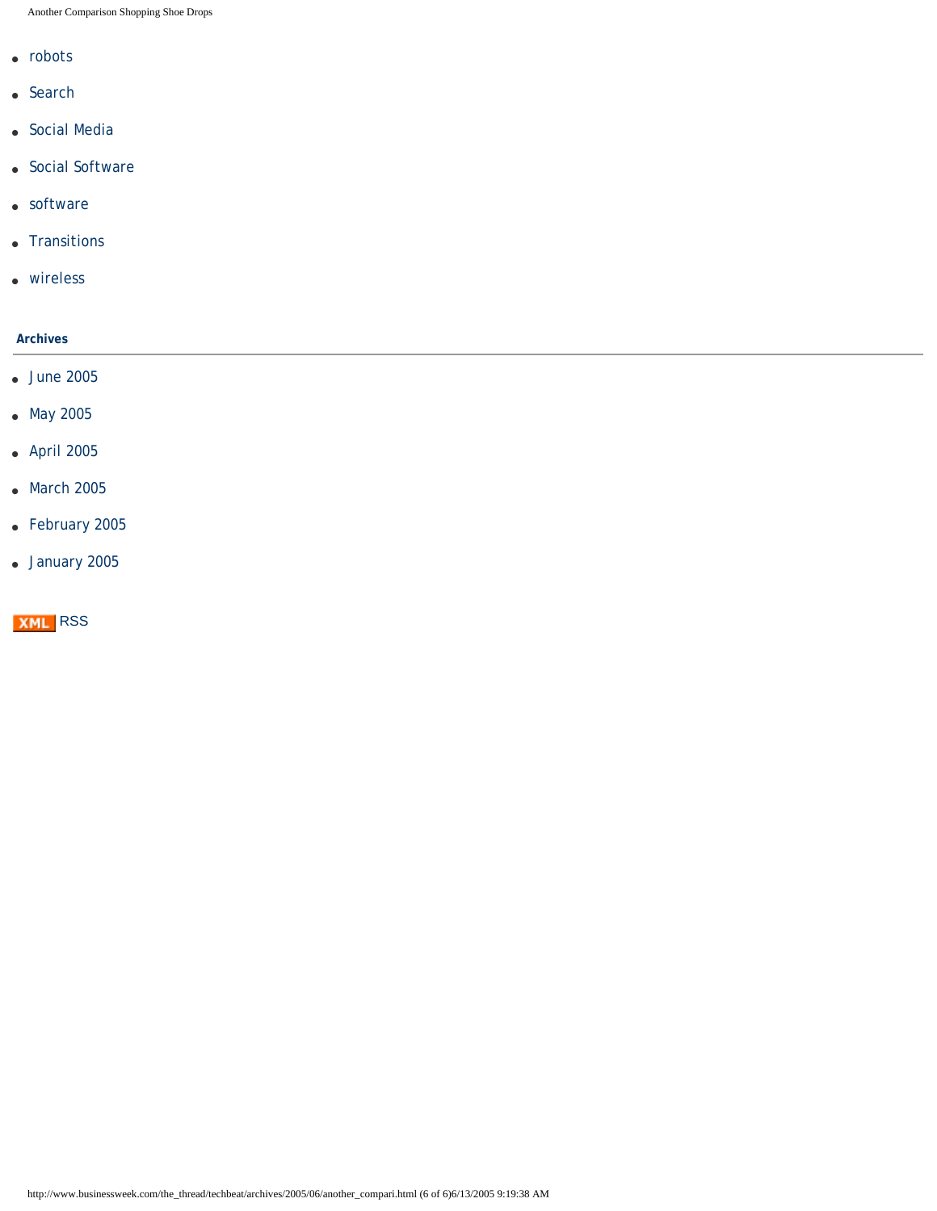- robots
- Search
- Social Media
- Social Software
- software
- Transitions
- wireless

### Archives

- June 2005
- May 2005
- April 2005
- March 2005
- February 2005
- January 2005

XML RSS